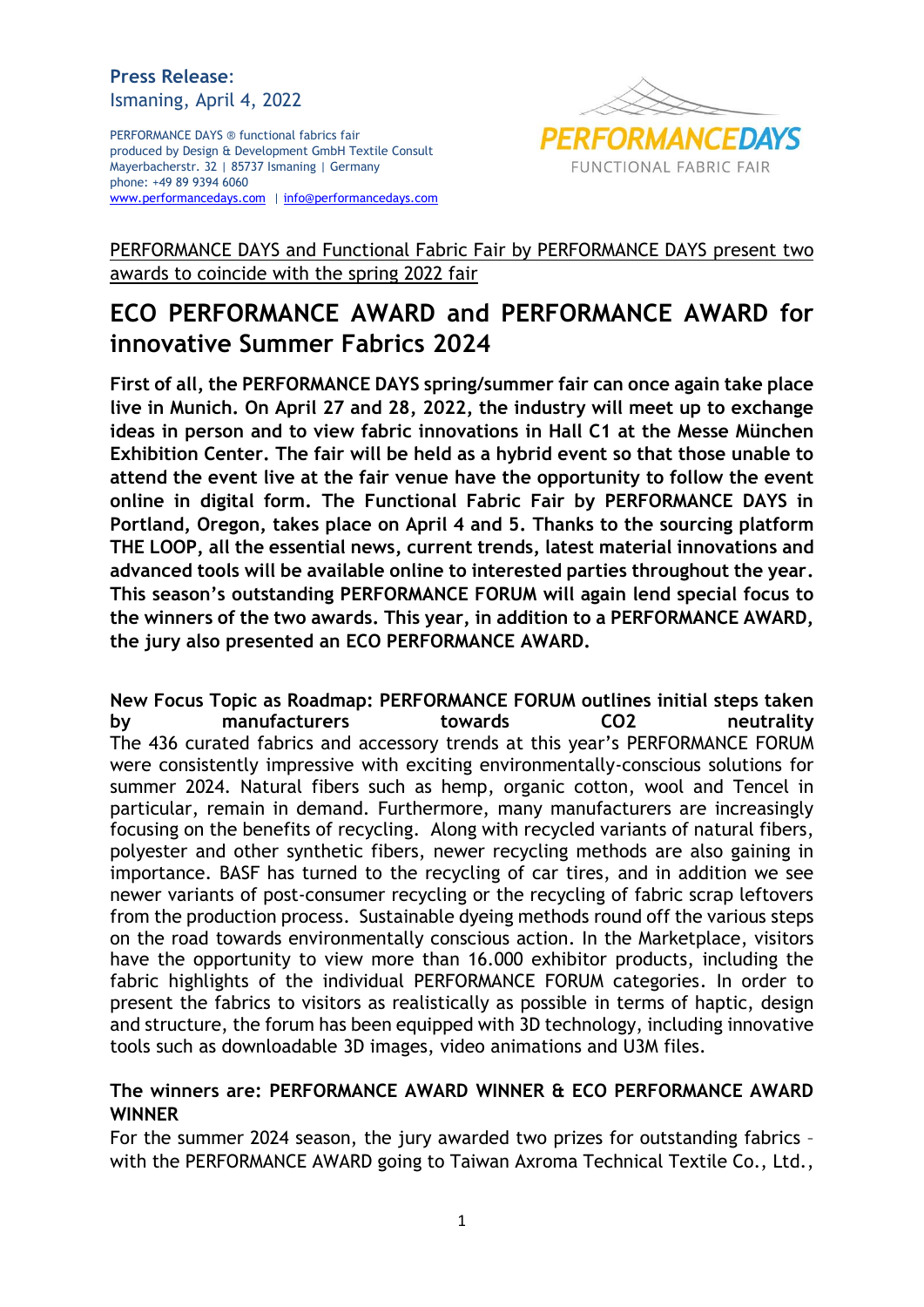**Press Release:**
Ismaning, April 4, 2022

PERFORMANCE DAYS ® functional fabrics fair
produced by Design & Development GmbH Textile Consult
Mayerbacherstr. 32 | 85737 Ismaning | Germany
phone: +49 89 9394 6060
www.performancedays.com | info@performancedays.com

PERFORMANCEDAYS
FUNCTIONAL FABRIC FAIR

PERFORMANCE DAYS and Functional Fabric Fair by PERFORMANCE DAYS present two awards to coincide with the spring 2022 fair

# ECO PERFORMANCE AWARD and PERFORMANCE AWARD for innovative Summer Fabrics 2024

**First of all, the PERFORMANCE DAYS spring/summer fair can once again take place live in Munich. On April 27 and 28, 2022, the industry will meet up to exchange ideas in person and to view fabric innovations in Hall C1 at the Messe München Exhibition Center. The fair will be held as a hybrid event so that those unable to attend the event live at the fair venue have the opportunity to follow the event online in digital form. The Functional Fabric Fair by PERFORMANCE DAYS in Portland, Oregon, takes place on April 4 and 5. Thanks to the sourcing platform THE LOOP, all the essential news, current trends, latest material innovations and advanced tools will be available online to interested parties throughout the year. This season's outstanding PERFORMANCE FORUM will again lend special focus to the winners of the two awards. This year, in addition to a PERFORMANCE AWARD, the jury also presented an ECO PERFORMANCE AWARD.**

**New Focus Topic as Roadmap: PERFORMANCE FORUM outlines initial steps taken by manufacturers towards CO2 neutrality**
The 436 curated fabrics and accessory trends at this year's PERFORMANCE FORUM were consistently impressive with exciting environmentally-conscious solutions for summer 2024. Natural fibers such as hemp, organic cotton, wool and Tencel in particular, remain in demand. Furthermore, many manufacturers are increasingly focusing on the benefits of recycling. Along with recycled variants of natural fibers, polyester and other synthetic fibers, newer recycling methods are also gaining in importance. BASF has turned to the recycling of car tires, and in addition we see newer variants of post-consumer recycling or the recycling of fabric scrap leftovers from the production process. Sustainable dyeing methods round off the various steps on the road towards environmentally conscious action. In the Marketplace, visitors have the opportunity to view more than 16.000 exhibitor products, including the fabric highlights of the individual PERFORMANCE FORUM categories. In order to present the fabrics to visitors as realistically as possible in terms of haptic, design and structure, the forum has been equipped with 3D technology, including innovative tools such as downloadable 3D images, video animations and U3M files.

**The winners are: PERFORMANCE AWARD WINNER & ECO PERFORMANCE AWARD WINNER**
For the summer 2024 season, the jury awarded two prizes for outstanding fabrics – with the PERFORMANCE AWARD going to Taiwan Axroma Technical Textile Co., Ltd.,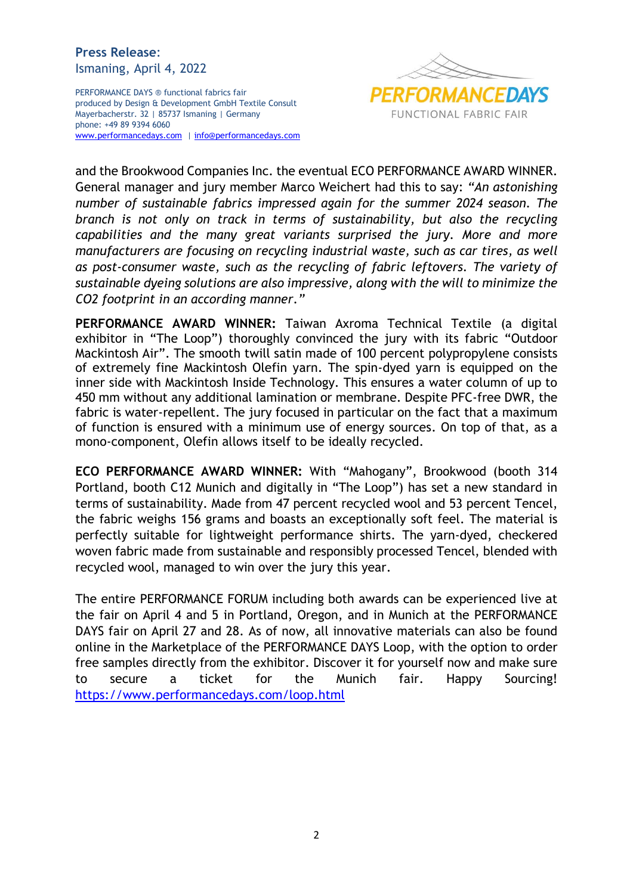and the Brookwood Companies Inc. the eventual ECO PERFORMANCE AWARD WINNER. General manager and jury member Marco Weichert had this to say: *"An astonishing number of sustainable fabrics impressed again for the summer 2024 season. The branch is not only on track in terms of sustainability, but also the recycling capabilities and the many great variants surprised the jury. More and more manufacturers are focusing on recycling industrial waste, such as car tires, as well as post-consumer waste, such as the recycling of fabric leftovers. The variety of sustainable dyeing solutions are also impressive, along with the will to minimize the CO2 footprint in an according manner."*

**PERFORMANCE AWARD WINNER:** Taiwan Axroma Technical Textile (a digital exhibitor in "The Loop") thoroughly convinced the jury with its fabric "Outdoor Mackintosh Air". The smooth twill satin made of 100 percent polypropylene consists of extremely fine Mackintosh Olefin yarn. The spin-dyed yarn is equipped on the inner side with Mackintosh Inside Technology. This ensures a water column of up to 450 mm without any additional lamination or membrane. Despite PFC-free DWR, the fabric is water-repellent. The jury focused in particular on the fact that a maximum of function is ensured with a minimum use of energy sources. On top of that, as a mono-component, Olefin allows itself to be ideally recycled.

**ECO PERFORMANCE AWARD WINNER:** With "Mahogany", Brookwood (booth 314 Portland, booth C12 Munich and digitally in "The Loop") has set a new standard in terms of sustainability. Made from 47 percent recycled wool and 53 percent Tencel, the fabric weighs 156 grams and boasts an exceptionally soft feel. The material is perfectly suitable for lightweight performance shirts. The yarn-dyed, checkered woven fabric made from sustainable and responsibly processed Tencel, blended with recycled wool, managed to win over the jury this year.

The entire PERFORMANCE FORUM including both awards can be experienced live at the fair on April 4 and 5 in Portland, Oregon, and in Munich at the PERFORMANCE DAYS fair on April 27 and 28. As of now, all innovative materials can also be found online in the Marketplace of the PERFORMANCE DAYS Loop, with the option to order free samples directly from the exhibitor. Discover it for yourself now and make sure to secure a ticket for the Munich fair. Happy Sourcing! https://www.performancedays.com/loop.html